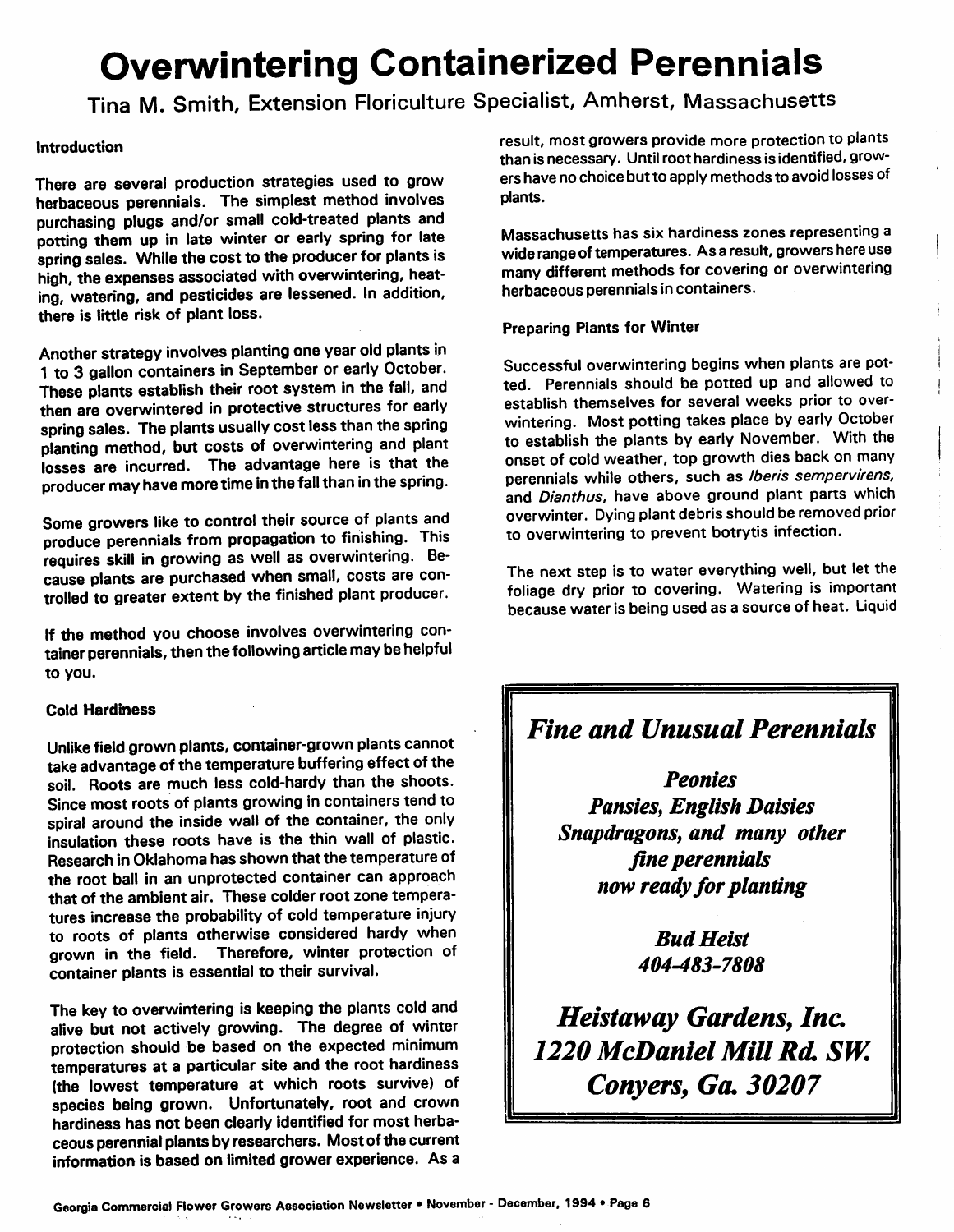# Overwintering Containerized Perennials

## Tina M. Smith, Extension Floriculture Specialist, Amherst, Massachusetts

### Introduction

There are several production strategies used to grow herbaceous perennials. The simplest method involves purchasing plugs and/or small cold-treated plants and potting them up in late winter or early spring for late spring sales. While the cost to the producer for plants is high, the expenses associated with overwintering, heating, watering, and pesticides are lessened. In addition, there is little risk of plant loss.

Another strategy involves planting one year old plants in 1 to 3 gallon containers in September or early October. These plants establish their root system in the fall, and then are overwintered in protective structures for early spring sales. The plants usually cost less than the spring planting method, but costs of overwintering and plant losses are incurred. The advantage here is that the producer may have more time in the fall than in the spring.

Some growers like to control their source of plants and produce perennials from propagation to finishing. This requires skill in growing as well as overwintering. Because plants are purchased when small, costs are controlled to greater extent by the finished plant producer.

If the method you choose involves overwintering container perennials, then the following article may be helpful to you.

### Cold Hardiness

Unlike field grown plants, container-grown plants cannot take advantage of the temperature buffering effect of the soil. Roots are much less cold-hardy than the shoots. Since most roots of plants growing in containers tend to spiral around the inside wall of the container, the only insulation these roots have is the thin wall of plastic. Research in Oklahoma has shown that the temperature of the root ball in an unprotected container can approach that of the ambient air. These colder root zone temperatures increase the probability of cold temperature injury to roots of plants otherwise considered hardy when grown in the field. Therefore, winter protection of container plants is essential to their survival.

The key to overwintering is keeping the plants cold and alive but not actively growing. The degree of winter protection should be based on the expected minimum temperatures at a particular site and the root hardiness (the lowest temperature at which roots survive) of species being grown. Unfortunately, root and crown hardiness has not been clearly identified for most herbaceous perennial plants by researchers. Most of the current information is based on limited grower experience. As a result, most growers provide more protection to plants than is necessary. Until root hardiness is identified, growers have no choice but to apply methods to avoid losses of plants.

Massachusetts has six hardiness zones representing a wide range of temperatures. As a result, growers here use many different methods for covering or overwintering herbaceous perennials in containers.

### Preparing Plants for Winter

Successful overwintering begins when plants are potted. Perennials should be potted up and allowed to establish themselves for several weeks prior to overwintering. Most potting takes place by early October to establish the plants by early November. With the onset of cold weather, top growth dies back on many perennials while others, such as *Iberis sempervirens*, and *Dianthus*, have above ground plant parts which overwinter. Dying plant debris should be removed prior to overwintering to prevent botrytis infection.

The next step is to water everything well, but let the foliage dry prior to covering. Watering is important because water is being used as a source of heat. Liquid

---

***Fine and Unusual Perennials***

***Peonies***
***Pansies, English Daisies***
***Snapdragons, and many other fine perennials now ready for planting***

***Bud Heist***
***404-483-7808***

***Heistaway Gardens, Inc.***
***1220 McDaniel Mill Rd. SW.***
***Conyers, Ga. 30207***

---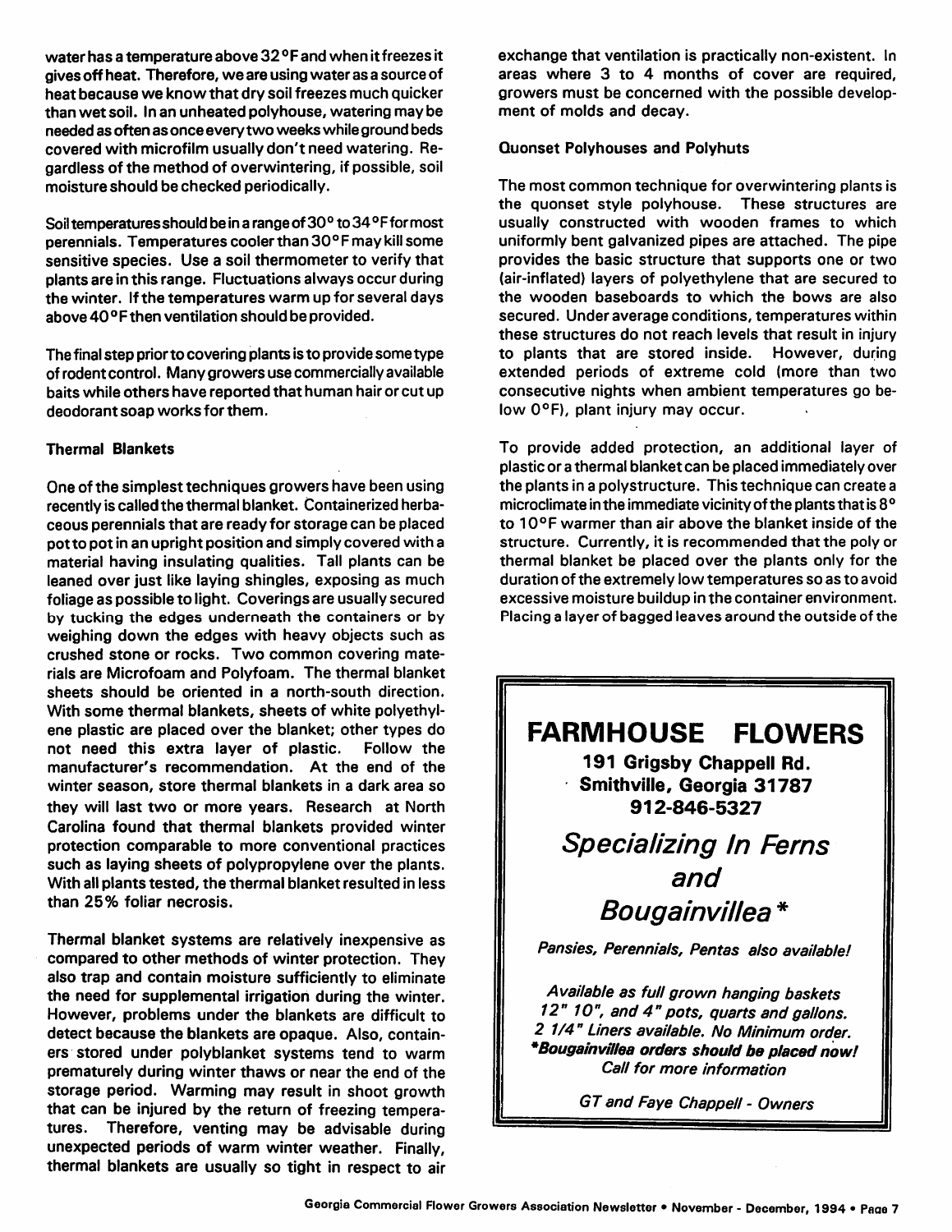water has a temperature above 32°F and when it freezes it gives off heat. Therefore, we are using water as a source of heat because we know that dry soil freezes much quicker than wet soil. In an unheated polyhouse, watering may be needed as often as once every two weeks while ground beds covered with microfilm usually don't need watering. Regardless of the method of overwintering, if possible, soil moisture should be checked periodically.

Soil temperatures should be in a range of 30° to 34°F for most perennials. Temperatures cooler than 30°F may kill some sensitive species. Use a soil thermometer to verify that plants are in this range. Fluctuations always occur during the winter. If the temperatures warm up for several days above 40°F then ventilation should be provided.

The final step prior to covering plants is to provide some type of rodent control. Many growers use commercially available baits while others have reported that human hair or cut up deodorant soap works for them.

### Thermal Blankets

One of the simplest techniques growers have been using recently is called the thermal blanket. Containerized herbaceous perennials that are ready for storage can be placed pot to pot in an upright position and simply covered with a material having insulating qualities. Tall plants can be leaned over just like laying shingles, exposing as much foliage as possible to light. Coverings are usually secured by tucking the edges underneath the containers or by weighing down the edges with heavy objects such as crushed stone or rocks. Two common covering materials are Microfoam and Polyfoam. The thermal blanket sheets should be oriented in a north-south direction. With some thermal blankets, sheets of white polyethylene plastic are placed over the blanket; other types do not need this extra layer of plastic. Follow the manufacturer's recommendation. At the end of the winter season, store thermal blankets in a dark area so they will last two or more years. Research at North Carolina found that thermal blankets provided winter protection comparable to more conventional practices such as laying sheets of polypropylene over the plants. With all plants tested, the thermal blanket resulted in less than 25% foliar necrosis.

Thermal blanket systems are relatively inexpensive as compared to other methods of winter protection. They also trap and contain moisture sufficiently to eliminate the need for supplemental irrigation during the winter. However, problems under the blankets are difficult to detect because the blankets are opaque. Also, containers stored under polyblanket systems tend to warm prematurely during winter thaws or near the end of the storage period. Warming may result in shoot growth that can be injured by the return of freezing temperatures. Therefore, venting may be advisable during unexpected periods of warm winter weather. Finally, thermal blankets are usually so tight in respect to air exchange that ventilation is practically non-existent. In areas where 3 to 4 months of cover are required, growers must be concerned with the possible development of molds and decay.

### Quonset Polyhouses and Polyhuts

The most common technique for overwintering plants is the quonset style polyhouse. These structures are usually constructed with wooden frames to which uniformly bent galvanized pipes are attached. The pipe provides the basic structure that supports one or two (air-inflated) layers of polyethylene that are secured to the wooden baseboards to which the bows are also secured. Under average conditions, temperatures within these structures do not reach levels that result in injury to plants that are stored inside. However, during extended periods of extreme cold (more than two consecutive nights when ambient temperatures go below 0°F), plant injury may occur.

To provide added protection, an additional layer of plastic or a thermal blanket can be placed immediately over the plants in a polystructure. This technique can create a microclimate in the immediate vicinity of the plants that is 8° to 10°F warmer than air above the blanket inside of the structure. Currently, it is recommended that the poly or thermal blanket be placed over the plants only for the duration of the extremely low temperatures so as to avoid excessive moisture buildup in the container environment. Placing a layer of bagged leaves around the outside of the

---

**FARMHOUSE FLOWERS**

**191 Grigsby Chappell Rd.**
**Smithville, Georgia 31787**
**912-846-5327**

***Specializing In Ferns and Bougainvillea****

*Pansies, Perennials, Pentas also available!*

*Available as full grown hanging baskets 12" 10", and 4" pots, quarts and gallons. 2 1/4" Liners available. No Minimum order.*
***Bougainvillea orders should be placed now!***
*Call for more information*

*GT and Faye Chappell - Owners*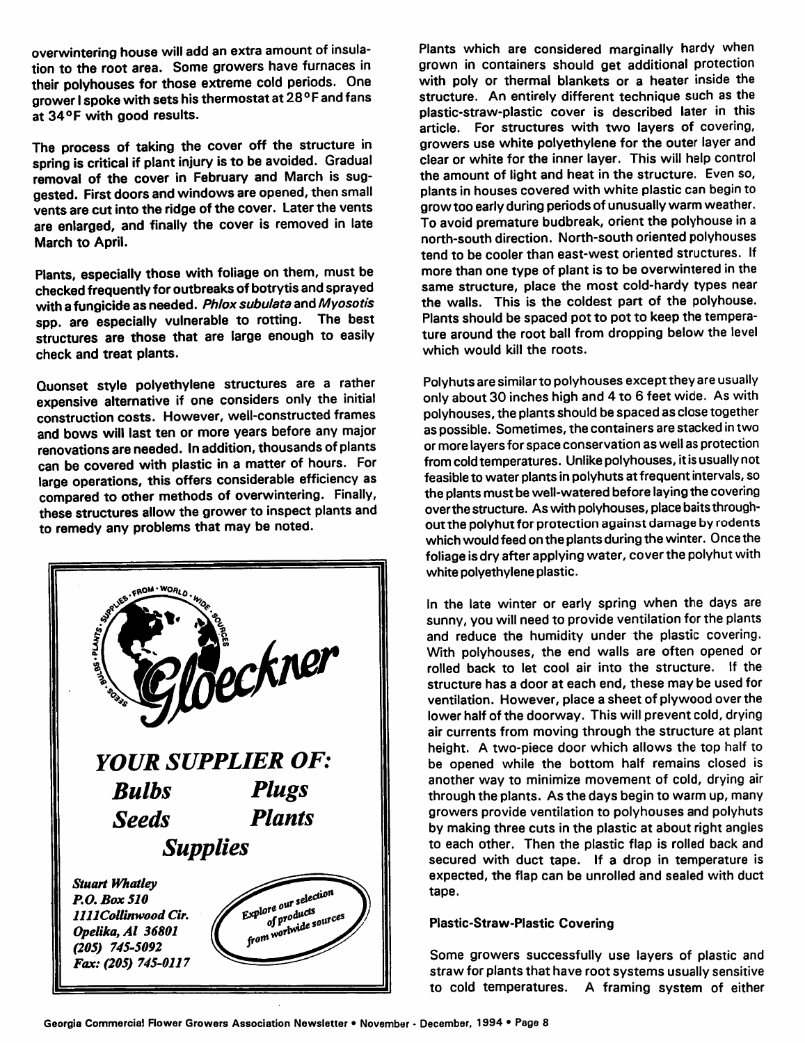overwintering house will add an extra amount of insulation to the root area. Some growers have furnaces in their polyhouses for those extreme cold periods. One grower I spoke with sets his thermostat at 28°F and fans at 34°F with good results.

The process of taking the cover off the structure in spring is critical if plant injury is to be avoided. Gradual removal of the cover in February and March is suggested. First doors and windows are opened, then small vents are cut into the ridge of the cover. Later the vents are enlarged, and finally the cover is removed in late March to April.

Plants, especially those with foliage on them, must be checked frequently for outbreaks of botrytis and sprayed with a fungicide as needed. *Phlox subulata* and *Myosotis* spp. are especially vulnerable to rotting. The best structures are those that are large enough to easily check and treat plants.

Quonset style polyethylene structures are a rather expensive alternative if one considers only the initial construction costs. However, well-constructed frames and bows will last ten or more years before any major renovations are needed. In addition, thousands of plants can be covered with plastic in a matter of hours. For large operations, this offers considerable efficiency as compared to other methods of overwintering. Finally, these structures allow the grower to inspect plants and to remedy any problems that may be noted.

SUPPLIES · FROM · WORLD · WIDE · SOURCES · SEEDS · BULBS · PLANTS

**Gloeckner**

***YOUR SUPPLIER OF:***

***Bulbs*** ***Plugs***

***Seeds*** ***Plants***

***Supplies***

*Stuart Whatley*
*P.O. Box 510*
*1111Collinwood Cir.*
*Opelika, Al 36801*
*(205) 745-5092*
*Fax: (205) 745-0117*

*Explore our selection of products from worldwide sources*

Plants which are considered marginally hardy when grown in containers should get additional protection with poly or thermal blankets or a heater inside the structure. An entirely different technique such as the plastic-straw-plastic cover is described later in this article. For structures with two layers of covering, growers use white polyethylene for the outer layer and clear or white for the inner layer. This will help control the amount of light and heat in the structure. Even so, plants in houses covered with white plastic can begin to grow too early during periods of unusually warm weather. To avoid premature budbreak, orient the polyhouse in a north-south direction. North-south oriented polyhouses tend to be cooler than east-west oriented structures. If more than one type of plant is to be overwintered in the same structure, place the most cold-hardy types near the walls. This is the coldest part of the polyhouse. Plants should be spaced pot to pot to keep the temperature around the root ball from dropping below the level which would kill the roots.

Polyhuts are similar to polyhouses except they are usually only about 30 inches high and 4 to 6 feet wide. As with polyhouses, the plants should be spaced as close together as possible. Sometimes, the containers are stacked in two or more layers for space conservation as well as protection from cold temperatures. Unlike polyhouses, it is usually not feasible to water plants in polyhuts at frequent intervals, so the plants must be well-watered before laying the covering over the structure. As with polyhouses, place baits throughout the polyhut for protection against damage by rodents which would feed on the plants during the winter. Once the foliage is dry after applying water, cover the polyhut with white polyethylene plastic.

In the late winter or early spring when the days are sunny, you will need to provide ventilation for the plants and reduce the humidity under the plastic covering. With polyhouses, the end walls are often opened or rolled back to let cool air into the structure. If the structure has a door at each end, these may be used for ventilation. However, place a sheet of plywood over the lower half of the doorway. This will prevent cold, drying air currents from moving through the structure at plant height. A two-piece door which allows the top half to be opened while the bottom half remains closed is another way to minimize movement of cold, drying air through the plants. As the days begin to warm up, many growers provide ventilation to polyhouses and polyhuts by making three cuts in the plastic at about right angles to each other. Then the plastic flap is rolled back and secured with duct tape. If a drop in temperature is expected, the flap can be unrolled and sealed with duct tape.

### Plastic-Straw-Plastic Covering

Some growers successfully use layers of plastic and straw for plants that have root systems usually sensitive to cold temperatures. A framing system of either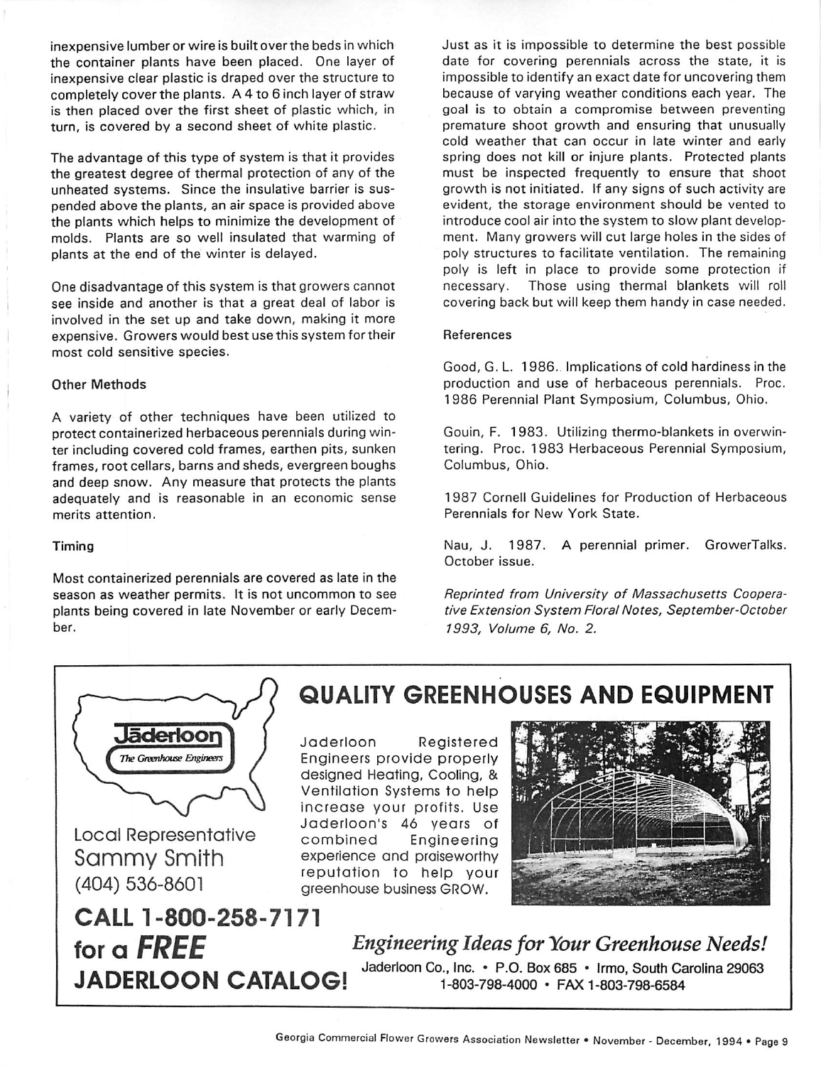inexpensive lumber or wire is built over the beds in which the container plants have been placed. One layer of inexpensive clear plastic is draped over the structure to completely cover the plants. A 4 to 6 inch layer of straw is then placed over the first sheet of plastic which, in turn, is covered by a second sheet of white plastic.

The advantage of this type of system is that it provides the greatest degree of thermal protection of any of the unheated systems. Since the insulative barrier is suspended above the plants, an air space is provided above the plants which helps to minimize the development of molds. Plants are so well insulated that warming of plants at the end of the winter is delayed.

One disadvantage of this system is that growers cannot see inside and another is that a great deal of labor is involved in the set up and take down, making it more expensive. Growers would best use this system for their most cold sensitive species.

### Other Methods

A variety of other techniques have been utilized to protect containerized herbaceous perennials during winter including covered cold frames, earthen pits, sunken frames, root cellars, barns and sheds, evergreen boughs and deep snow. Any measure that protects the plants adequately and is reasonable in an economic sense merits attention.

### Timing

Most containerized perennials are covered as late in the season as weather permits. It is not uncommon to see plants being covered in late November or early December.

Just as it is impossible to determine the best possible date for covering perennials across the state, it is impossible to identify an exact date for uncovering them because of varying weather conditions each year. The goal is to obtain a compromise between preventing premature shoot growth and ensuring that unusually cold weather that can occur in late winter and early spring does not kill or injure plants. Protected plants must be inspected frequently to ensure that shoot growth is not initiated. If any signs of such activity are evident, the storage environment should be vented to introduce cool air into the system to slow plant development. Many growers will cut large holes in the sides of poly structures to facilitate ventilation. The remaining poly is left in place to provide some protection if necessary. Those using thermal blankets will roll covering back but will keep them handy in case needed.

### References

Good, G. L. 1986. Implications of cold hardiness in the production and use of herbaceous perennials. Proc. 1986 Perennial Plant Symposium, Columbus, Ohio.

Gouin, F. 1983. Utilizing thermo-blankets in overwintering. Proc. 1983 Herbaceous Perennial Symposium, Columbus, Ohio.

1987 Cornell Guidelines for Production of Herbaceous Perennials for New York State.

Nau, J. 1987. A perennial primer. GrowerTalks. October issue.

*Reprinted from University of Massachusetts Cooperative Extension System Floral Notes, September-October 1993, Volume 6, No. 2.*

---

Jäderloon
The Greenhouse Engineers

## QUALITY GREENHOUSES AND EQUIPMENT

Jaderloon Registered Engineers provide properly designed Heating, Cooling, & Ventilation Systems to help increase your profits. Use Jaderloon's 46 years of combined Engineering experience and praiseworthy reputation to help your greenhouse business GROW.

Local Representative
Sammy Smith
(404) 536-8601

**CALL 1-800-258-7171 for a *FREE* JADERLOON CATALOG!**

*Engineering Ideas for Your Greenhouse Needs!*

Jaderloon Co., Inc. • P.O. Box 685 • Irmo, South Carolina 29063
1-803-798-4000 • FAX 1-803-798-6584